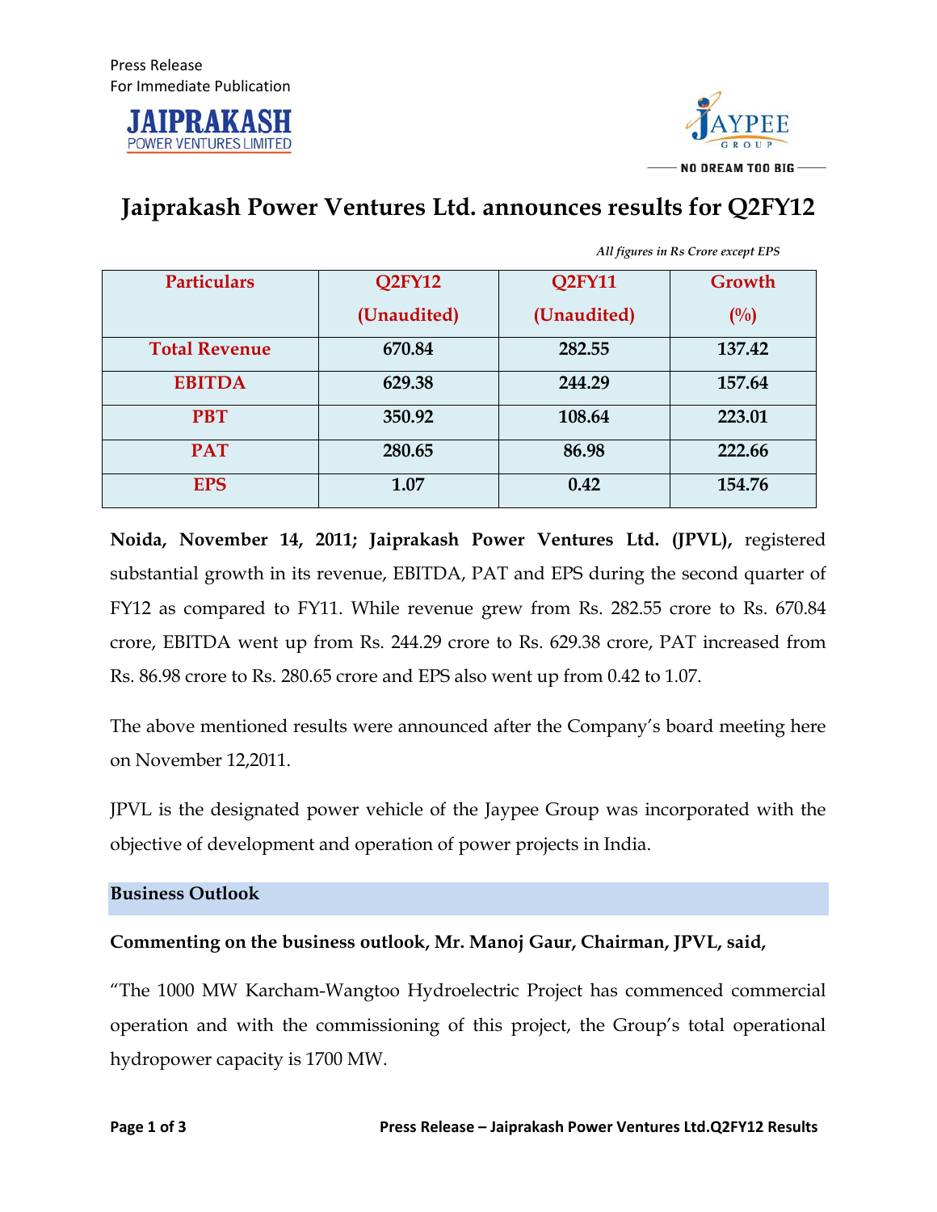Press Release
For Immediate Publication

JAIPRAKASH POWER VENTURES LIMITED

JAYPEE GROUP — NO DREAM TOO BIG —

# Jaiprakash Power Ventures Ltd. announces results for Q2FY12

*All figures in Rs Crore except EPS*

| Particulars | Q2FY12 (Unaudited) | Q2FY11 (Unaudited) | Growth (%) |
|---|---|---|---|
| Total Revenue | 670.84 | 282.55 | 137.42 |
| EBITDA | 629.38 | 244.29 | 157.64 |
| PBT | 350.92 | 108.64 | 223.01 |
| PAT | 280.65 | 86.98 | 222.66 |
| EPS | 1.07 | 0.42 | 154.76 |

**Noida, November 14, 2011; Jaiprakash Power Ventures Ltd. (JPVL),** registered substantial growth in its revenue, EBITDA, PAT and EPS during the second quarter of FY12 as compared to FY11. While revenue grew from Rs. 282.55 crore to Rs. 670.84 crore, EBITDA went up from Rs. 244.29 crore to Rs. 629.38 crore, PAT increased from Rs. 86.98 crore to Rs. 280.65 crore and EPS also went up from 0.42 to 1.07.

The above mentioned results were announced after the Company's board meeting here on November 12,2011.

JPVL is the designated power vehicle of the Jaypee Group was incorporated with the objective of development and operation of power projects in India.

## Business Outlook

**Commenting on the business outlook, Mr. Manoj Gaur, Chairman, JPVL, said,**

"The 1000 MW Karcham-Wangtoo Hydroelectric Project has commenced commercial operation and with the commissioning of this project, the Group's total operational hydropower capacity is 1700 MW.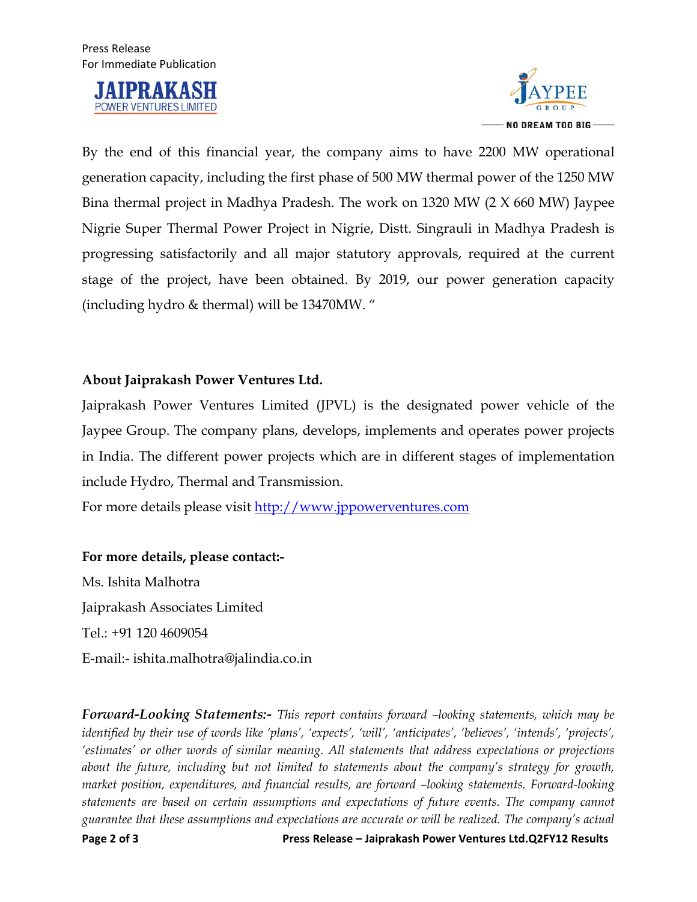By the end of this financial year, the company aims to have 2200 MW operational generation capacity, including the first phase of 500 MW thermal power of the 1250 MW Bina thermal project in Madhya Pradesh. The work on 1320 MW (2 X 660 MW) Jaypee Nigrie Super Thermal Power Project in Nigrie, Distt. Singrauli in Madhya Pradesh is progressing satisfactorily and all major statutory approvals, required at the current stage of the project, have been obtained. By 2019, our power generation capacity (including hydro & thermal) will be 13470MW. "

**About Jaiprakash Power Ventures Ltd.**

Jaiprakash Power Ventures Limited (JPVL) is the designated power vehicle of the Jaypee Group. The company plans, develops, implements and operates power projects in India. The different power projects which are in different stages of implementation include Hydro, Thermal and Transmission.

For more details please visit http://www.jppowerventures.com

**For more details, please contact:-**

Ms. Ishita Malhotra

Jaiprakash Associates Limited

Tel.: +91 120 4609054

E-mail:- ishita.malhotra@jalindia.co.in

***Forward-Looking Statements:-*** *This report contains forward –looking statements, which may be identified by their use of words like 'plans', 'expects', 'will', 'anticipates', 'believes', 'intends', 'projects', 'estimates' or other words of similar meaning. All statements that address expectations or projections about the future, including but not limited to statements about the company's strategy for growth, market position, expenditures, and financial results, are forward –looking statements. Forward-looking statements are based on certain assumptions and expectations of future events. The company cannot guarantee that these assumptions and expectations are accurate or will be realized. The company's actual*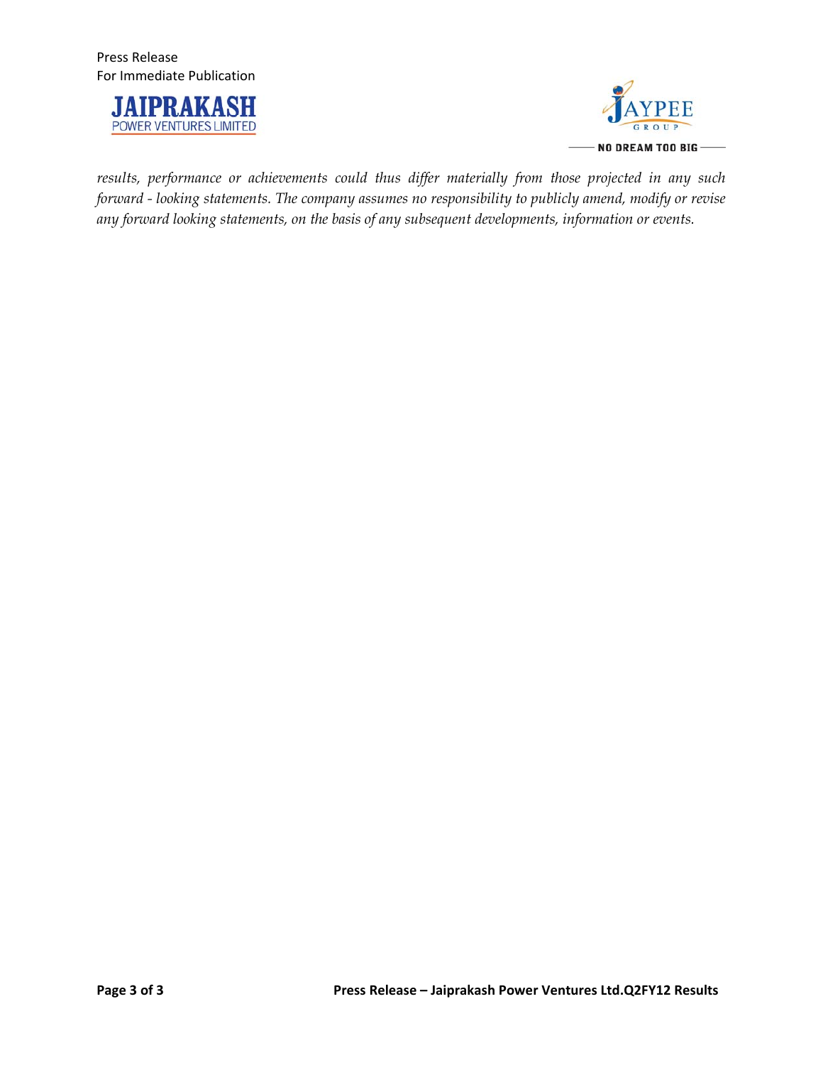*results, performance or achievements could thus differ materially from those projected in any such forward - looking statements. The company assumes no responsibility to publicly amend, modify or revise any forward looking statements, on the basis of any subsequent developments, information or events.*